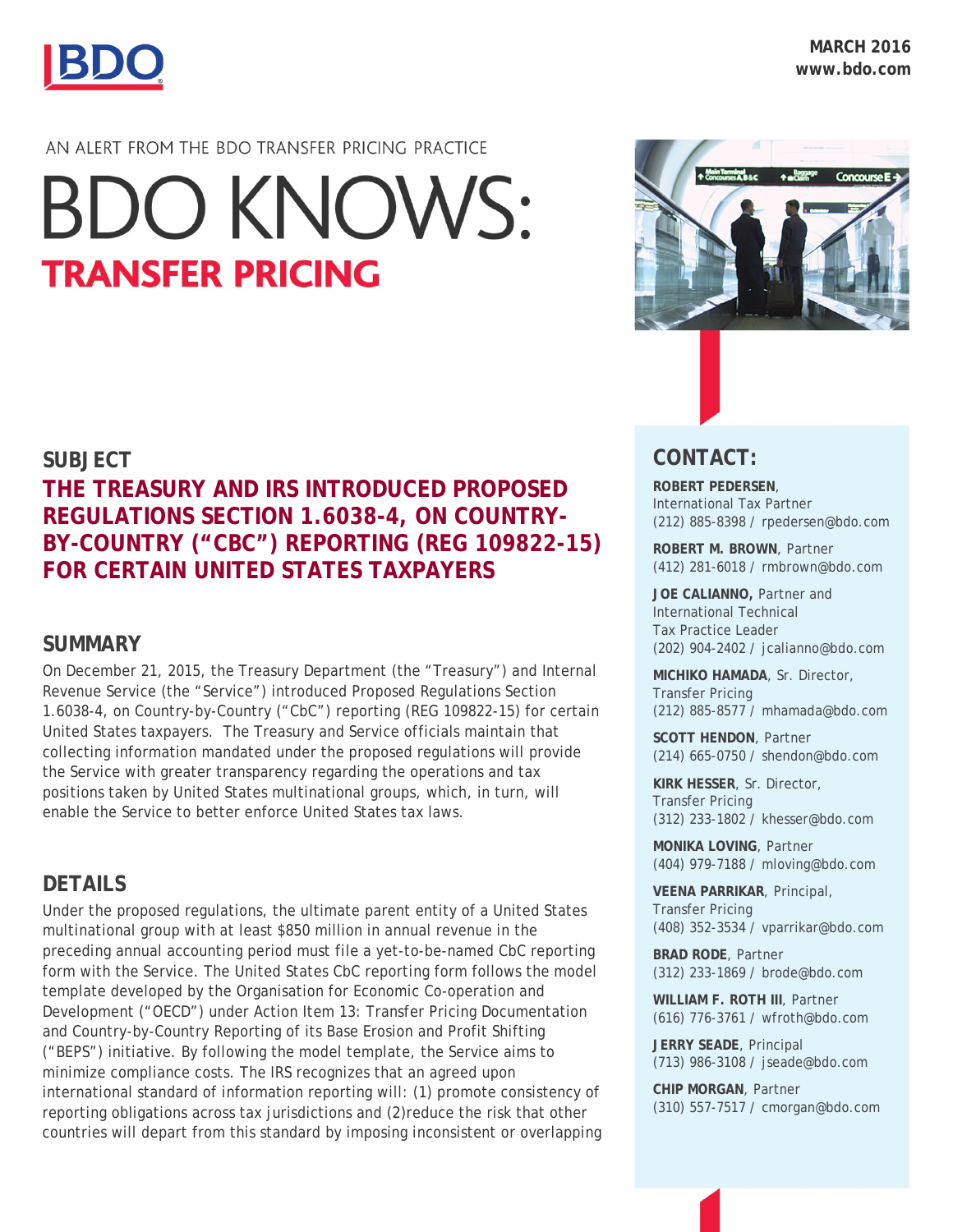MARCH 2016
www.bdo.com

AN ALERT FROM THE BDO TRANSFER PRICING PRACTICE

# BDO KNOWS: TRANSFER PRICING

## SUBJECT

**THE TREASURY AND IRS INTRODUCED PROPOSED REGULATIONS SECTION 1.6038-4, ON COUNTRY-BY-COUNTRY ("CBC") REPORTING (REG 109822-15) FOR CERTAIN UNITED STATES TAXPAYERS**

## SUMMARY

On December 21, 2015, the Treasury Department (the "Treasury") and Internal Revenue Service (the "Service") introduced Proposed Regulations Section 1.6038-4, on Country-by-Country ("CbC") reporting (REG 109822-15) for certain United States taxpayers. The Treasury and Service officials maintain that collecting information mandated under the proposed regulations will provide the Service with greater transparency regarding the operations and tax positions taken by United States multinational groups, which, in turn, will enable the Service to better enforce United States tax laws.

## DETAILS

Under the proposed regulations, the ultimate parent entity of a United States multinational group with at least $850 million in annual revenue in the preceding annual accounting period must file a yet-to-be-named CbC reporting form with the Service. The United States CbC reporting form follows the model template developed by the Organisation for Economic Co-operation and Development ("OECD") under Action Item 13: Transfer Pricing Documentation and Country-by-Country Reporting of its Base Erosion and Profit Shifting ("BEPS") initiative. By following the model template, the Service aims to minimize compliance costs. The IRS recognizes that an agreed upon international standard of information reporting will: (1) promote consistency of reporting obligations across tax jurisdictions and (2)reduce the risk that other countries will depart from this standard by imposing inconsistent or overlapping

## CONTACT:

**ROBERT PEDERSEN**, International Tax Partner
(212) 885-8398 / rpedersen@bdo.com

**ROBERT M. BROWN**, Partner
(412) 281-6018 / rmbrown@bdo.com

**JOE CALIANNO,** Partner and International Technical Tax Practice Leader
(202) 904-2402 / jcalianno@bdo.com

**MICHIKO HAMADA**, Sr. Director, Transfer Pricing
(212) 885-8577 / mhamada@bdo.com

**SCOTT HENDON**, Partner
(214) 665-0750 / shendon@bdo.com

**KIRK HESSER**, Sr. Director, Transfer Pricing
(312) 233-1802 / khesser@bdo.com

**MONIKA LOVING**, Partner
(404) 979-7188 / mloving@bdo.com

**VEENA PARRIKAR**, Principal, Transfer Pricing
(408) 352-3534 / vparrikar@bdo.com

**BRAD RODE**, Partner
(312) 233-1869 / brode@bdo.com

**WILLIAM F. ROTH III**, Partner
(616) 776-3761 / wfroth@bdo.com

**JERRY SEADE**, Principal
(713) 986-3108 / jseade@bdo.com

**CHIP MORGAN**, Partner
(310) 557-7517 / cmorgan@bdo.com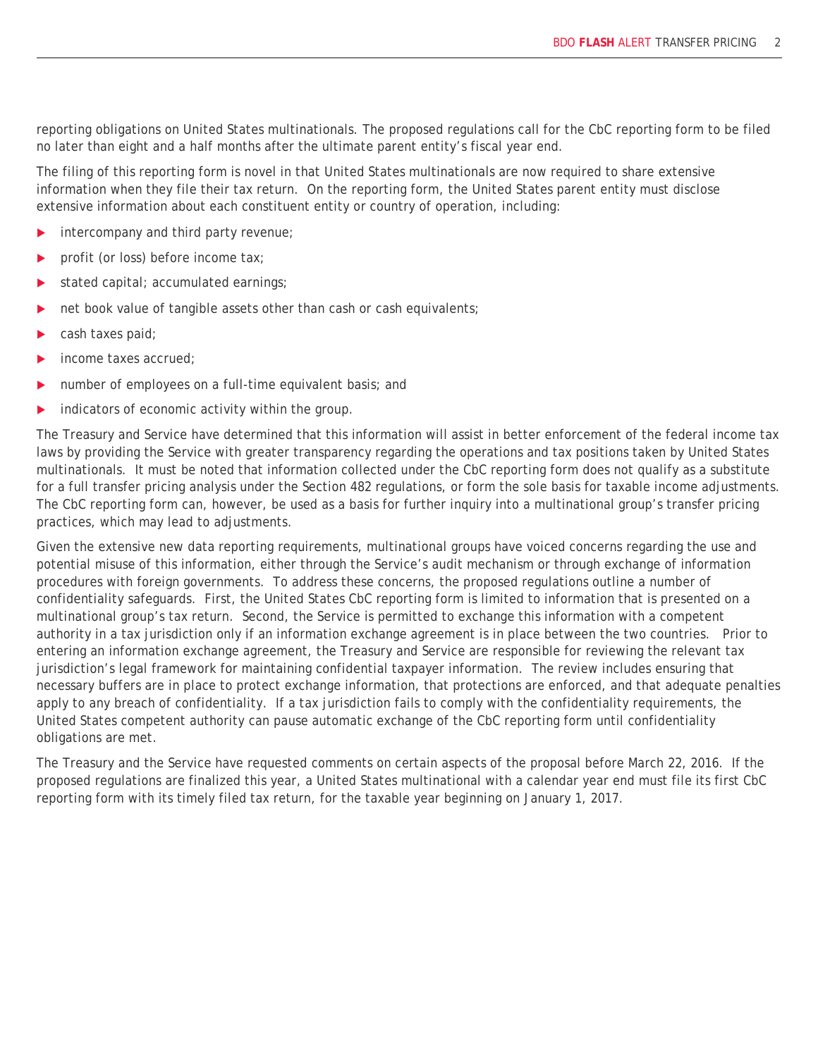reporting obligations on United States multinationals. The proposed regulations call for the CbC reporting form to be filed no later than eight and a half months after the ultimate parent entity's fiscal year end.

The filing of this reporting form is novel in that United States multinationals are now required to share extensive information when they file their tax return. On the reporting form, the United States parent entity must disclose extensive information about each constituent entity or country of operation, including:

- intercompany and third party revenue;
- profit (or loss) before income tax;
- stated capital; accumulated earnings;
- net book value of tangible assets other than cash or cash equivalents;
- cash taxes paid;
- income taxes accrued;
- number of employees on a full-time equivalent basis; and
- indicators of economic activity within the group.

The Treasury and Service have determined that this information will assist in better enforcement of the federal income tax laws by providing the Service with greater transparency regarding the operations and tax positions taken by United States multinationals. It must be noted that information collected under the CbC reporting form does not qualify as a substitute for a full transfer pricing analysis under the Section 482 regulations, or form the sole basis for taxable income adjustments. The CbC reporting form can, however, be used as a basis for further inquiry into a multinational group's transfer pricing practices, which may lead to adjustments.

Given the extensive new data reporting requirements, multinational groups have voiced concerns regarding the use and potential misuse of this information, either through the Service's audit mechanism or through exchange of information procedures with foreign governments. To address these concerns, the proposed regulations outline a number of confidentiality safeguards. First, the United States CbC reporting form is limited to information that is presented on a multinational group's tax return. Second, the Service is permitted to exchange this information with a competent authority in a tax jurisdiction only if an information exchange agreement is in place between the two countries. Prior to entering an information exchange agreement, the Treasury and Service are responsible for reviewing the relevant tax jurisdiction's legal framework for maintaining confidential taxpayer information. The review includes ensuring that necessary buffers are in place to protect exchange information, that protections are enforced, and that adequate penalties apply to any breach of confidentiality. If a tax jurisdiction fails to comply with the confidentiality requirements, the United States competent authority can pause automatic exchange of the CbC reporting form until confidentiality obligations are met.

The Treasury and the Service have requested comments on certain aspects of the proposal before March 22, 2016. If the proposed regulations are finalized this year, a United States multinational with a calendar year end must file its first CbC reporting form with its timely filed tax return, for the taxable year beginning on January 1, 2017.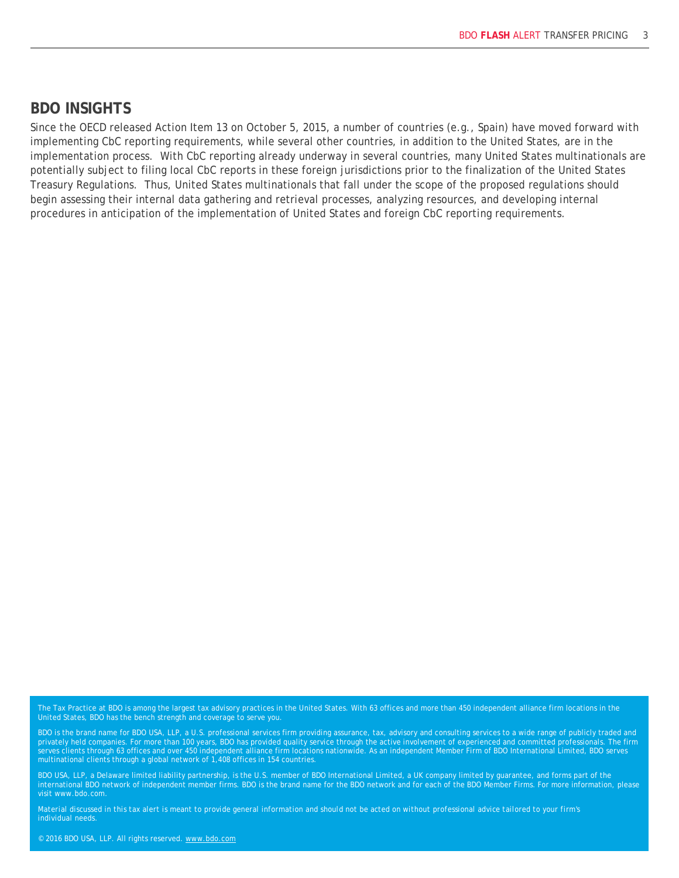## BDO INSIGHTS

Since the OECD released Action Item 13 on October 5, 2015, a number of countries (e.g., Spain) have moved forward with implementing CbC reporting requirements, while several other countries, in addition to the United States, are in the implementation process. With CbC reporting already underway in several countries, many United States multinationals are potentially subject to filing local CbC reports in these foreign jurisdictions prior to the finalization of the United States Treasury Regulations. Thus, United States multinationals that fall under the scope of the proposed regulations should begin assessing their internal data gathering and retrieval processes, analyzing resources, and developing internal procedures in anticipation of the implementation of United States and foreign CbC reporting requirements.

The Tax Practice at BDO is among the largest tax advisory practices in the United States. With 63 offices and more than 450 independent alliance firm locations in the United States, BDO has the bench strength and coverage to serve you.

BDO is the brand name for BDO USA, LLP, a U.S. professional services firm providing assurance, tax, advisory and consulting services to a wide range of publicly traded and privately held companies. For more than 100 years, BDO has provided quality service through the active involvement of experienced and committed professionals. The firm serves clients through 63 offices and over 450 independent alliance firm locations nationwide. As an independent Member Firm of BDO International Limited, BDO serves multinational clients through a global network of 1,408 offices in 154 countries.

BDO USA, LLP, a Delaware limited liability partnership, is the U.S. member of BDO International Limited, a UK company limited by guarantee, and forms part of the international BDO network of independent member firms. BDO is the brand name for the BDO network and for each of the BDO Member Firms. For more information, please visit www.bdo.com.

Material discussed in this tax alert is meant to provide general information and should not be acted on without professional advice tailored to your firm's individual needs.

© 2016 BDO USA, LLP. All rights reserved. www.bdo.com